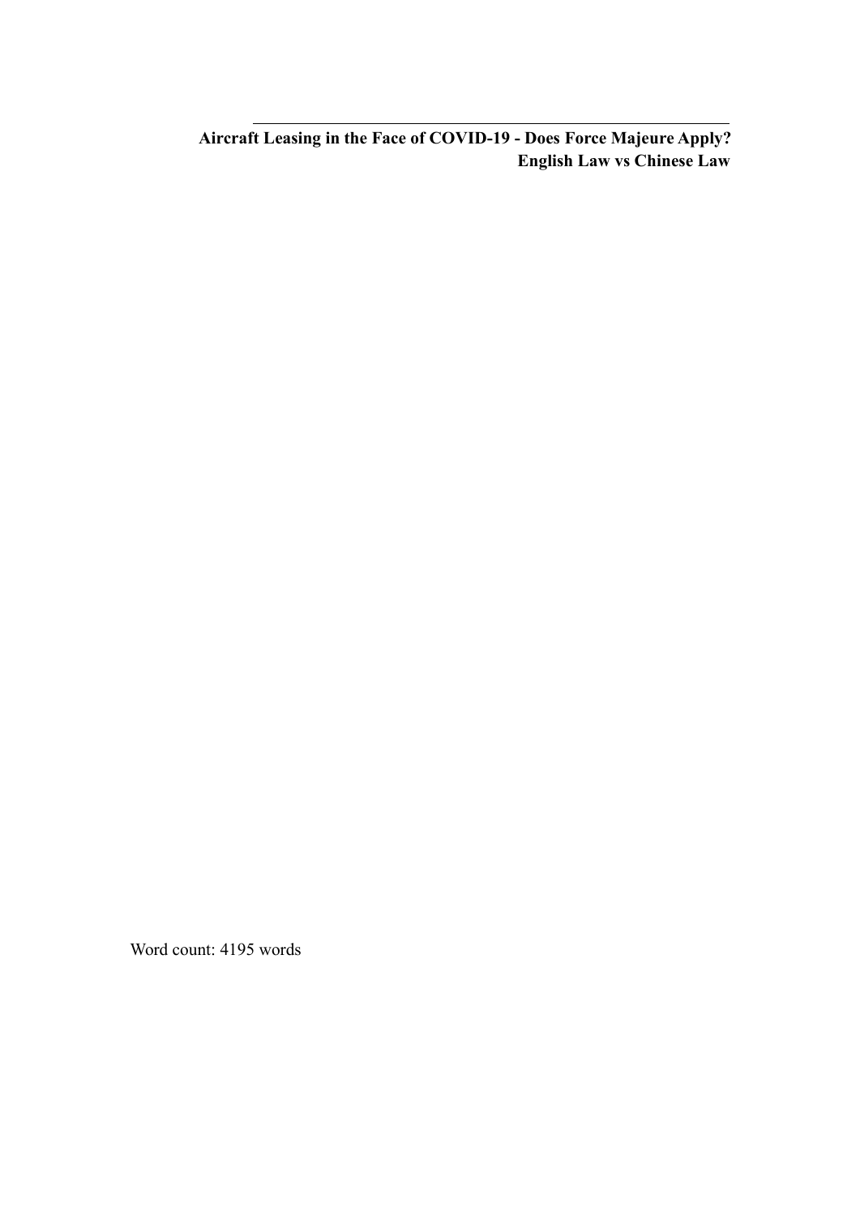# Aircraft Leasing in the Face of COVID-19 - Does Force Majeure Apply? English Law vs Chinese Law

Word count: 4195 words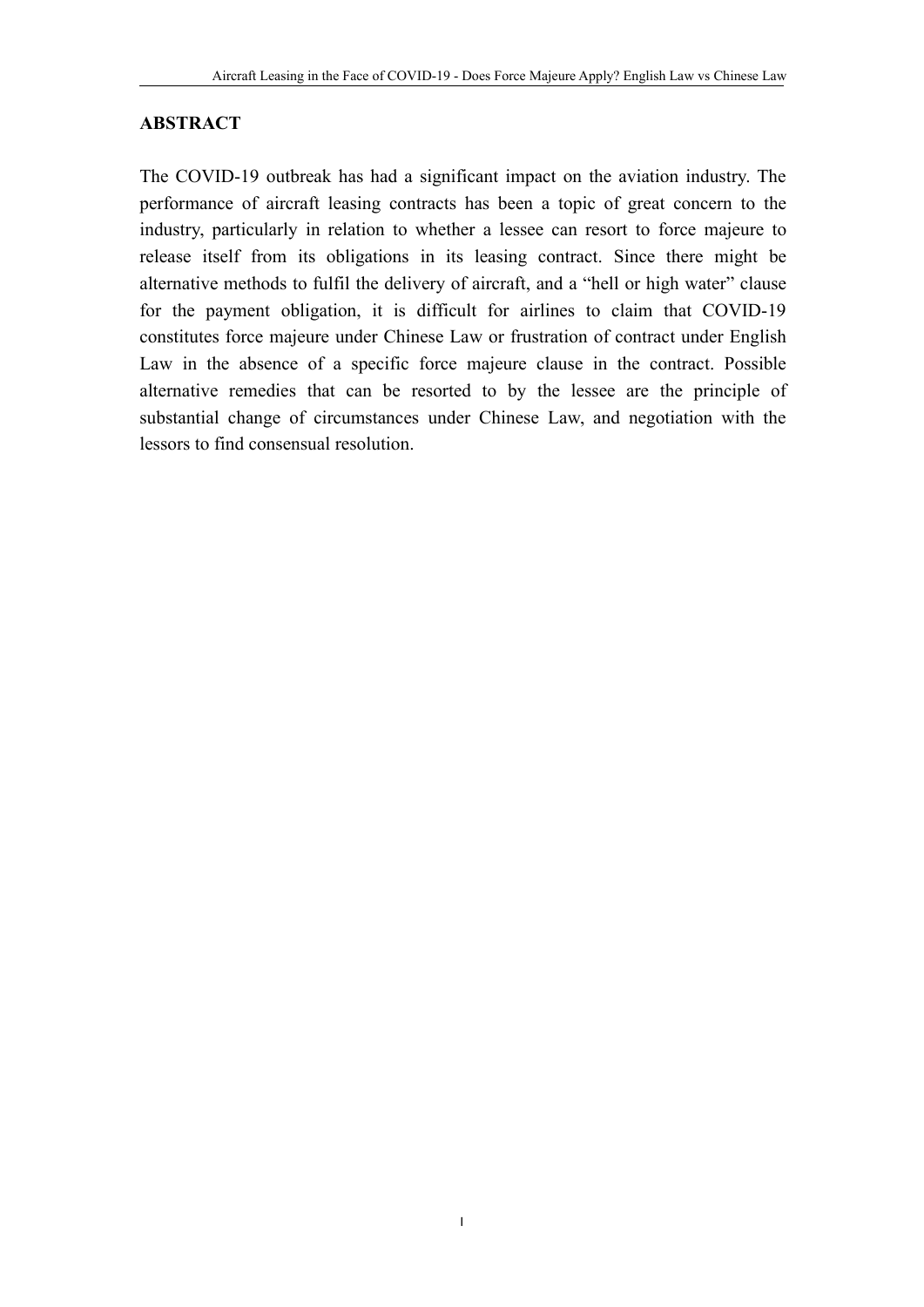## ABSTRACT

The COVID-19 outbreak has had a significant impact on the aviation industry. The performance of aircraft leasing contracts has been a topic of great concern to the industry, particularly in relation to whether a lessee can resort to force majeure to release itself from its obligations in its leasing contract. Since there might be alternative methods to fulfil the delivery of aircraft, and a "hell or high water" clause for the payment obligation, it is difficult for airlines to claim that COVID-19 constitutes force majeure under Chinese Law or frustration of contract under English Law in the absence of a specific force majeure clause in the contract. Possible alternative remedies that can be resorted to by the lessee are the principle of substantial change of circumstances under Chinese Law, and negotiation with the lessors to find consensual resolution.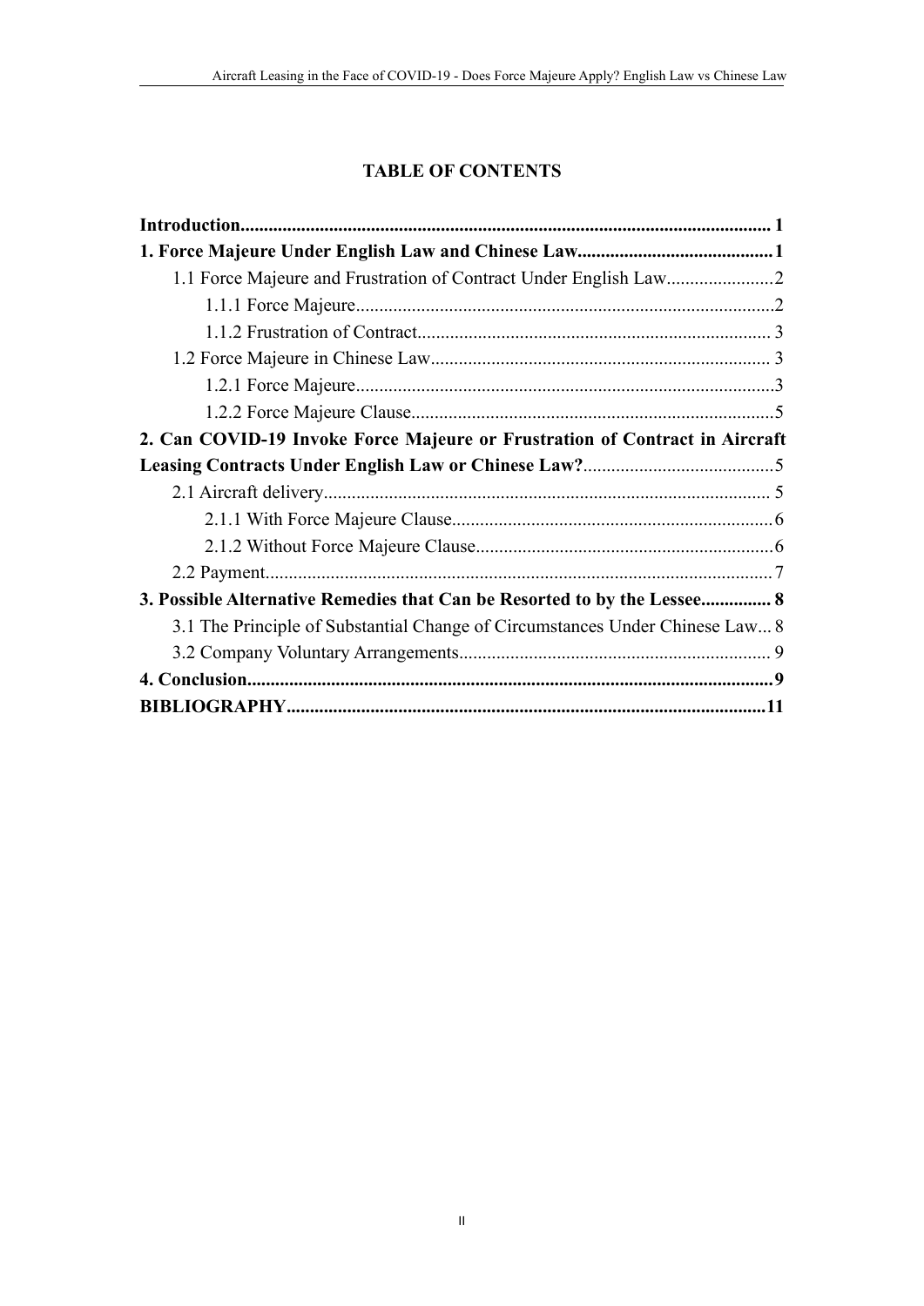## TABLE OF CONTENTS

**Introduction** ........ **1**

**1. Force Majeure Under English Law and Chinese Law** ........ **1**

- 1.1 Force Majeure and Frustration of Contract Under English Law ........ 2
  - 1.1.1 Force Majeure ........ 2
  - 1.1.2 Frustration of Contract ........ 3
- 1.2 Force Majeure in Chinese Law ........ 3
  - 1.2.1 Force Majeure ........ 3
  - 1.2.2 Force Majeure Clause ........ 5

**2. Can COVID-19 Invoke Force Majeure or Frustration of Contract in Aircraft Leasing Contracts Under English Law or Chinese Law?** ........ 5

- 2.1 Aircraft delivery ........ 5
  - 2.1.1 With Force Majeure Clause ........ 6
  - 2.1.2 Without Force Majeure Clause ........ 6
- 2.2 Payment ........ 7

**3. Possible Alternative Remedies that Can be Resorted to by the Lessee** ........ **8**

- 3.1 The Principle of Substantial Change of Circumstances Under Chinese Law ........ 8
- 3.2 Company Voluntary Arrangements ........ 9

**4. Conclusion** ........ **9**

**BIBLIOGRAPHY** ........ **11**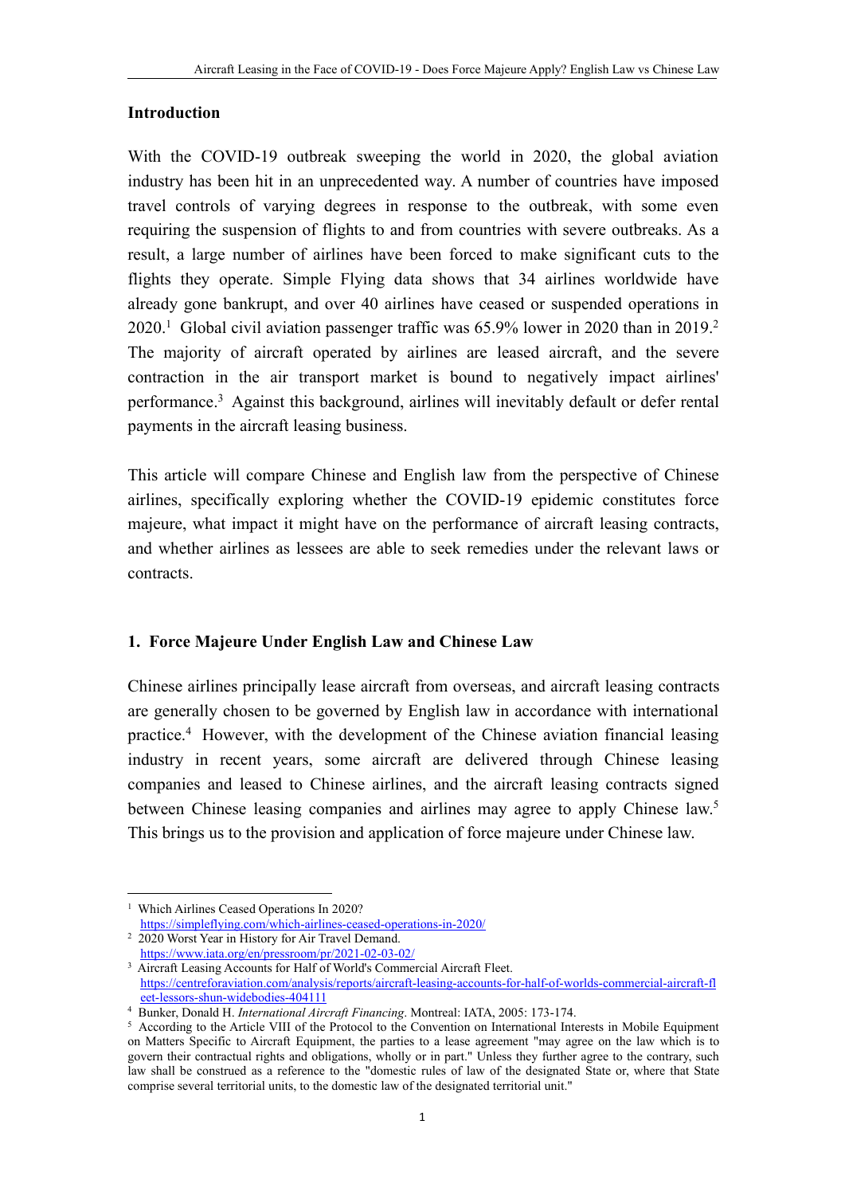## Introduction

With the COVID-19 outbreak sweeping the world in 2020, the global aviation industry has been hit in an unprecedented way. A number of countries have imposed travel controls of varying degrees in response to the outbreak, with some even requiring the suspension of flights to and from countries with severe outbreaks. As a result, a large number of airlines have been forced to make significant cuts to the flights they operate. Simple Flying data shows that 34 airlines worldwide have already gone bankrupt, and over 40 airlines have ceased or suspended operations in 2020.[1] Global civil aviation passenger traffic was 65.9% lower in 2020 than in 2019.[2] The majority of aircraft operated by airlines are leased aircraft, and the severe contraction in the air transport market is bound to negatively impact airlines' performance.[3] Against this background, airlines will inevitably default or defer rental payments in the aircraft leasing business.

This article will compare Chinese and English law from the perspective of Chinese airlines, specifically exploring whether the COVID-19 epidemic constitutes force majeure, what impact it might have on the performance of aircraft leasing contracts, and whether airlines as lessees are able to seek remedies under the relevant laws or contracts.

## 1. Force Majeure Under English Law and Chinese Law

Chinese airlines principally lease aircraft from overseas, and aircraft leasing contracts are generally chosen to be governed by English law in accordance with international practice.[4] However, with the development of the Chinese aviation financial leasing industry in recent years, some aircraft are delivered through Chinese leasing companies and leased to Chinese airlines, and the aircraft leasing contracts signed between Chinese leasing companies and airlines may agree to apply Chinese law.[5] This brings us to the provision and application of force majeure under Chinese law.

---

[1] Which Airlines Ceased Operations In 2020? https://simpleflying.com/which-airlines-ceased-operations-in-2020/

[2] 2020 Worst Year in History for Air Travel Demand. https://www.iata.org/en/pressroom/pr/2021-02-03-02/

[3] Aircraft Leasing Accounts for Half of World's Commercial Aircraft Fleet. https://centreforaviation.com/analysis/reports/aircraft-leasing-accounts-for-half-of-worlds-commercial-aircraft-fleet-lessors-shun-widebodies-404111

[4] Bunker, Donald H. *International Aircraft Financing*. Montreal: IATA, 2005: 173-174.

[5] According to the Article VIII of the Protocol to the Convention on International Interests in Mobile Equipment on Matters Specific to Aircraft Equipment, the parties to a lease agreement "may agree on the law which is to govern their contractual rights and obligations, wholly or in part." Unless they further agree to the contrary, such law shall be construed as a reference to the "domestic rules of law of the designated State or, where that State comprise several territorial units, to the domestic law of the designated territorial unit."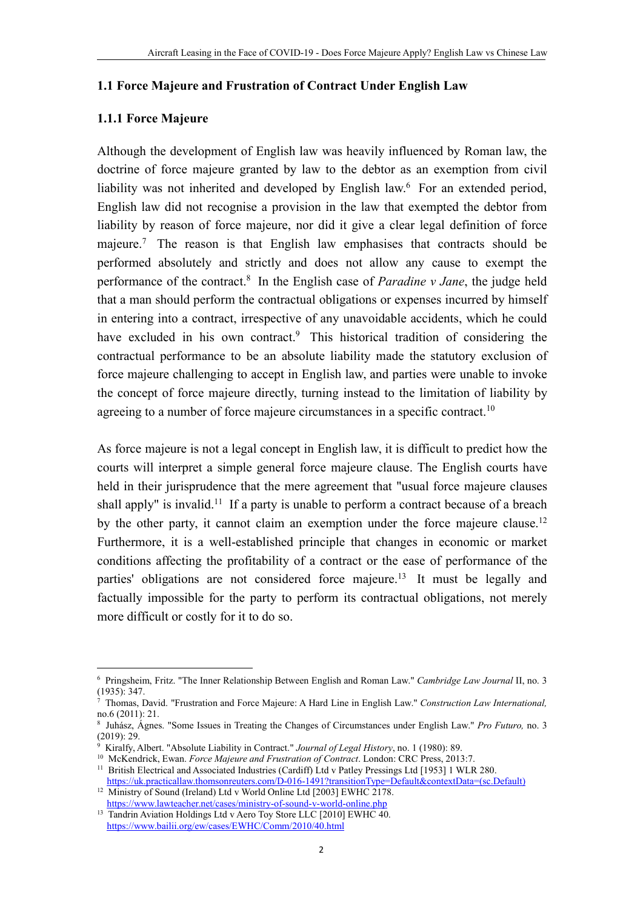## 1.1 Force Majeure and Frustration of Contract Under English Law

### 1.1.1 Force Majeure

Although the development of English law was heavily influenced by Roman law, the doctrine of force majeure granted by law to the debtor as an exemption from civil liability was not inherited and developed by English law.[6] For an extended period, English law did not recognise a provision in the law that exempted the debtor from liability by reason of force majeure, nor did it give a clear legal definition of force majeure.[7] The reason is that English law emphasises that contracts should be performed absolutely and strictly and does not allow any cause to exempt the performance of the contract.[8] In the English case of *Paradine v Jane*, the judge held that a man should perform the contractual obligations or expenses incurred by himself in entering into a contract, irrespective of any unavoidable accidents, which he could have excluded in his own contract.[9] This historical tradition of considering the contractual performance to be an absolute liability made the statutory exclusion of force majeure challenging to accept in English law, and parties were unable to invoke the concept of force majeure directly, turning instead to the limitation of liability by agreeing to a number of force majeure circumstances in a specific contract.[10]

As force majeure is not a legal concept in English law, it is difficult to predict how the courts will interpret a simple general force majeure clause. The English courts have held in their jurisprudence that the mere agreement that "usual force majeure clauses shall apply" is invalid.[11] If a party is unable to perform a contract because of a breach by the other party, it cannot claim an exemption under the force majeure clause.[12] Furthermore, it is a well-established principle that changes in economic or market conditions affecting the profitability of a contract or the ease of performance of the parties' obligations are not considered force majeure.[13] It must be legally and factually impossible for the party to perform its contractual obligations, not merely more difficult or costly for it to do so.

---

[6] Pringsheim, Fritz. "The Inner Relationship Between English and Roman Law." *Cambridge Law Journal* II, no. 3 (1935): 347.

[7] Thomas, David. "Frustration and Force Majeure: A Hard Line in English Law." *Construction Law International,* no.6 (2011): 21.

[8] Juhász, Ágnes. "Some Issues in Treating the Changes of Circumstances under English Law." *Pro Futuro,* no. 3 (2019): 29.

[9] Kiralfy, Albert. "Absolute Liability in Contract." *Journal of Legal History*, no. 1 (1980): 89.

[10] McKendrick, Ewan. *Force Majeure and Frustration of Contract*. London: CRC Press, 2013:7.

[11] British Electrical and Associated Industries (Cardiff) Ltd v Patley Pressings Ltd [1953] 1 WLR 280. https://uk.practicallaw.thomsonreuters.com/D-016-1491?transitionType=Default&contextData=(sc.Default)

[12] Ministry of Sound (Ireland) Ltd v World Online Ltd [2003] EWHC 2178. https://www.lawteacher.net/cases/ministry-of-sound-v-world-online.php

[13] Tandrin Aviation Holdings Ltd v Aero Toy Store LLC [2010] EWHC 40. https://www.bailii.org/ew/cases/EWHC/Comm/2010/40.html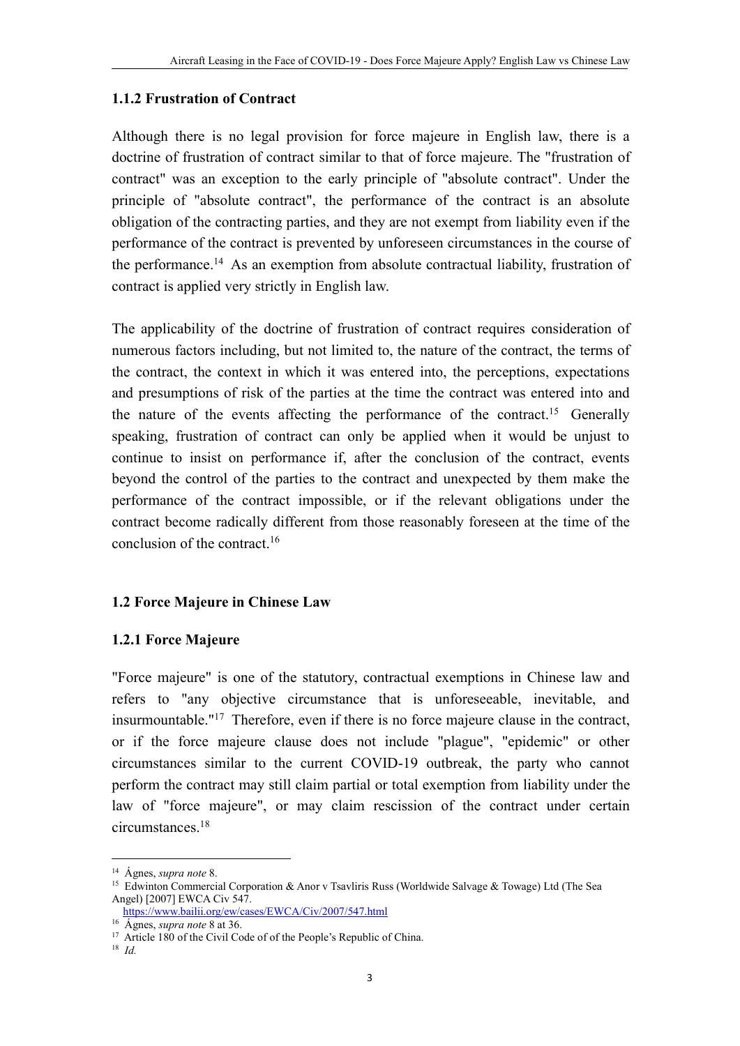### 1.1.2 Frustration of Contract

Although there is no legal provision for force majeure in English law, there is a doctrine of frustration of contract similar to that of force majeure. The "frustration of contract" was an exception to the early principle of "absolute contract". Under the principle of "absolute contract", the performance of the contract is an absolute obligation of the contracting parties, and they are not exempt from liability even if the performance of the contract is prevented by unforeseen circumstances in the course of the performance.[14] As an exemption from absolute contractual liability, frustration of contract is applied very strictly in English law.

The applicability of the doctrine of frustration of contract requires consideration of numerous factors including, but not limited to, the nature of the contract, the terms of the contract, the context in which it was entered into, the perceptions, expectations and presumptions of risk of the parties at the time the contract was entered into and the nature of the events affecting the performance of the contract.[15] Generally speaking, frustration of contract can only be applied when it would be unjust to continue to insist on performance if, after the conclusion of the contract, events beyond the control of the parties to the contract and unexpected by them make the performance of the contract impossible, or if the relevant obligations under the contract become radically different from those reasonably foreseen at the time of the conclusion of the contract.[16]

## 1.2 Force Majeure in Chinese Law

### 1.2.1 Force Majeure

"Force majeure" is one of the statutory, contractual exemptions in Chinese law and refers to "any objective circumstance that is unforeseeable, inevitable, and insurmountable."[17] Therefore, even if there is no force majeure clause in the contract, or if the force majeure clause does not include "plague", "epidemic" or other circumstances similar to the current COVID-19 outbreak, the party who cannot perform the contract may still claim partial or total exemption from liability under the law of "force majeure", or may claim rescission of the contract under certain circumstances.[18]

---

[14] Ágnes, *supra note* 8.

[15] Edwinton Commercial Corporation & Anor v Tsavliris Russ (Worldwide Salvage & Towage) Ltd (The Sea Angel) [2007] EWCA Civ 547. https://www.bailii.org/ew/cases/EWCA/Civ/2007/547.html

[16] Ágnes, *supra note* 8 at 36.

[17] Article 180 of the Civil Code of of the People's Republic of China.

[18] *Id.*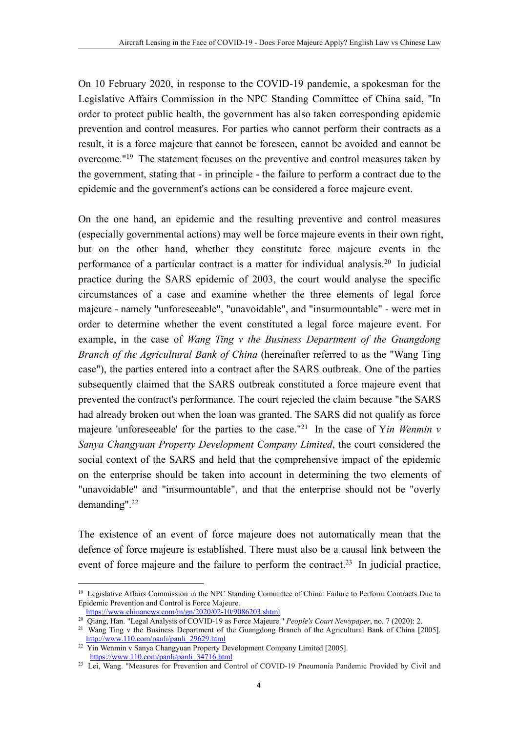On 10 February 2020, in response to the COVID-19 pandemic, a spokesman for the Legislative Affairs Commission in the NPC Standing Committee of China said, "In order to protect public health, the government has also taken corresponding epidemic prevention and control measures. For parties who cannot perform their contracts as a result, it is a force majeure that cannot be foreseen, cannot be avoided and cannot be overcome."[19] The statement focuses on the preventive and control measures taken by the government, stating that - in principle - the failure to perform a contract due to the epidemic and the government's actions can be considered a force majeure event.

On the one hand, an epidemic and the resulting preventive and control measures (especially governmental actions) may well be force majeure events in their own right, but on the other hand, whether they constitute force majeure events in the performance of a particular contract is a matter for individual analysis.[20] In judicial practice during the SARS epidemic of 2003, the court would analyse the specific circumstances of a case and examine whether the three elements of legal force majeure - namely "unforeseeable", "unavoidable", and "insurmountable" - were met in order to determine whether the event constituted a legal force majeure event. For example, in the case of *Wang Ting v the Business Department of the Guangdong Branch of the Agricultural Bank of China* (hereinafter referred to as the "Wang Ting case"), the parties entered into a contract after the SARS outbreak. One of the parties subsequently claimed that the SARS outbreak constituted a force majeure event that prevented the contract's performance. The court rejected the claim because "the SARS had already broken out when the loan was granted. The SARS did not qualify as force majeure 'unforeseeable' for the parties to the case."[21] In the case of Y*in Wenmin v Sanya Changyuan Property Development Company Limited*, the court considered the social context of the SARS and held that the comprehensive impact of the epidemic on the enterprise should be taken into account in determining the two elements of "unavoidable" and "insurmountable", and that the enterprise should not be "overly demanding".[22]

The existence of an event of force majeure does not automatically mean that the defence of force majeure is established. There must also be a causal link between the event of force majeure and the failure to perform the contract.[23] In judicial practice,

---

[19] Legislative Affairs Commission in the NPC Standing Committee of China: Failure to Perform Contracts Due to Epidemic Prevention and Control is Force Majeure. https://www.chinanews.com/m/gn/2020/02-10/9086203.shtml

[20] Qiang, Han. "Legal Analysis of COVID-19 as Force Majeure." *People's Court Newspaper*, no. 7 (2020): 2.

[21] Wang Ting v the Business Department of the Guangdong Branch of the Agricultural Bank of China [2005]. http://www.110.com/panli/panli_29629.html

[22] Yin Wenmin v Sanya Changyuan Property Development Company Limited [2005]. https://www.110.com/panli/panli_34716.html

[23] Lei, Wang. "Measures for Prevention and Control of COVID-19 Pneumonia Pandemic Provided by Civil and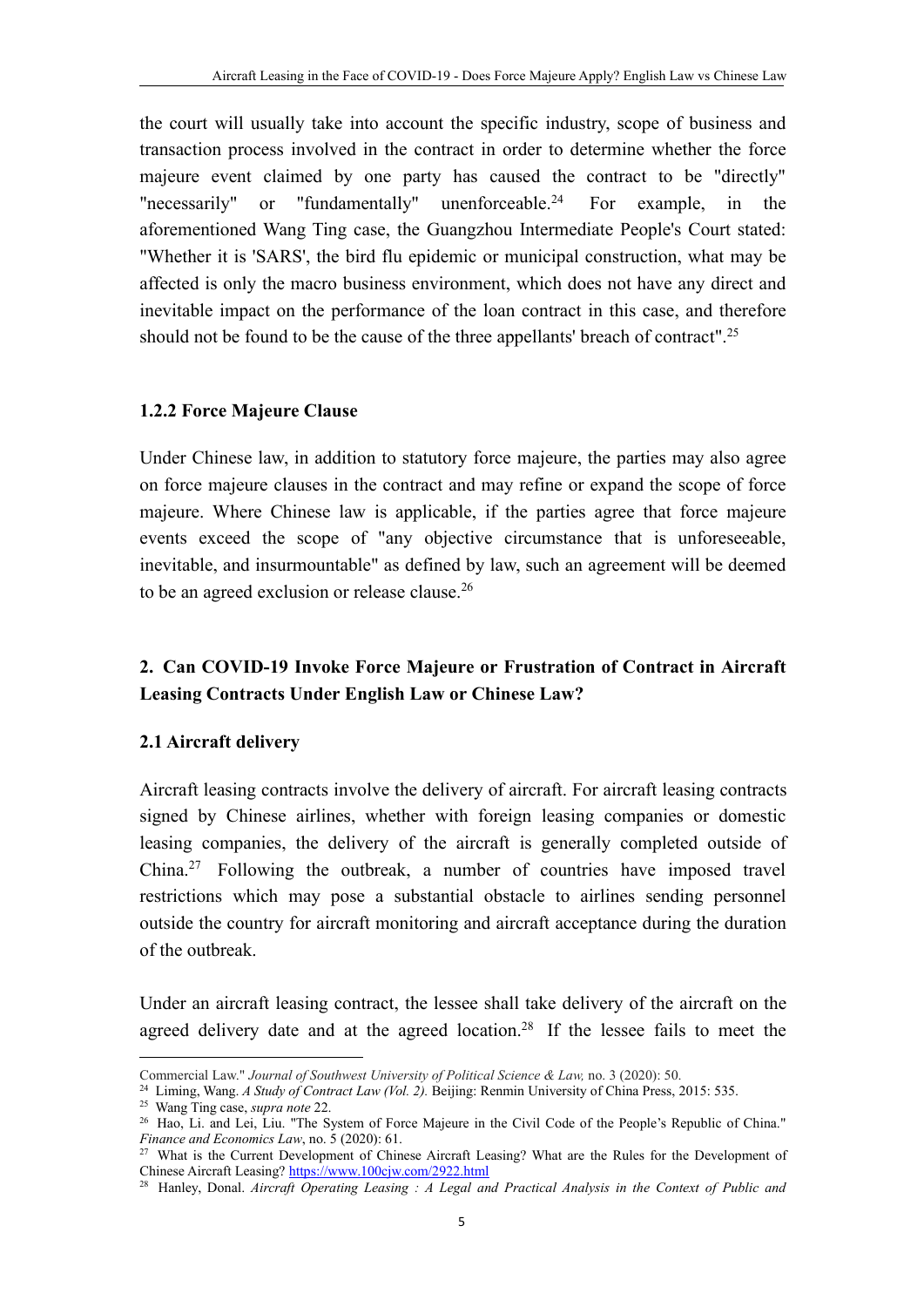the court will usually take into account the specific industry, scope of business and transaction process involved in the contract in order to determine whether the force majeure event claimed by one party has caused the contract to be "directly" "necessarily" or "fundamentally" unenforceable.[24] For example, in the aforementioned Wang Ting case, the Guangzhou Intermediate People's Court stated: "Whether it is 'SARS', the bird flu epidemic or municipal construction, what may be affected is only the macro business environment, which does not have any direct and inevitable impact on the performance of the loan contract in this case, and therefore should not be found to be the cause of the three appellants' breach of contract".[25]

### 1.2.2 Force Majeure Clause

Under Chinese law, in addition to statutory force majeure, the parties may also agree on force majeure clauses in the contract and may refine or expand the scope of force majeure. Where Chinese law is applicable, if the parties agree that force majeure events exceed the scope of "any objective circumstance that is unforeseeable, inevitable, and insurmountable" as defined by law, such an agreement will be deemed to be an agreed exclusion or release clause.[26]

## 2. Can COVID-19 Invoke Force Majeure or Frustration of Contract in Aircraft Leasing Contracts Under English Law or Chinese Law?

### 2.1 Aircraft delivery

Aircraft leasing contracts involve the delivery of aircraft. For aircraft leasing contracts signed by Chinese airlines, whether with foreign leasing companies or domestic leasing companies, the delivery of the aircraft is generally completed outside of China.[27] Following the outbreak, a number of countries have imposed travel restrictions which may pose a substantial obstacle to airlines sending personnel outside the country for aircraft monitoring and aircraft acceptance during the duration of the outbreak.

Under an aircraft leasing contract, the lessee shall take delivery of the aircraft on the agreed delivery date and at the agreed location.[28] If the lessee fails to meet the

---

Commercial Law." *Journal of Southwest University of Political Science & Law,* no. 3 (2020): 50.

[24] Liming, Wang. *A Study of Contract Law (Vol. 2).* Beijing: Renmin University of China Press, 2015: 535.

[25] Wang Ting case, *supra note* 22.

[26] Hao, Li. and Lei, Liu. "The System of Force Majeure in the Civil Code of the People's Republic of China." *Finance and Economics Law*, no. 5 (2020): 61.

[27] What is the Current Development of Chinese Aircraft Leasing? What are the Rules for the Development of Chinese Aircraft Leasing? https://www.100cjw.com/2922.html

[28] Hanley, Donal. *Aircraft Operating Leasing : A Legal and Practical Analysis in the Context of Public and*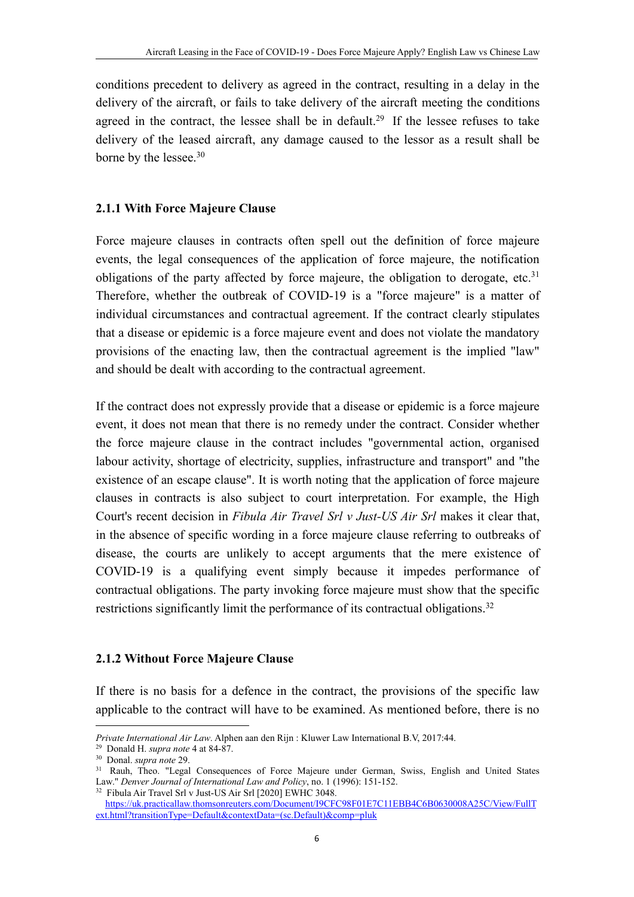conditions precedent to delivery as agreed in the contract, resulting in a delay in the delivery of the aircraft, or fails to take delivery of the aircraft meeting the conditions agreed in the contract, the lessee shall be in default.[29] If the lessee refuses to take delivery of the leased aircraft, any damage caused to the lessor as a result shall be borne by the lessee.[30]

### 2.1.1 With Force Majeure Clause

Force majeure clauses in contracts often spell out the definition of force majeure events, the legal consequences of the application of force majeure, the notification obligations of the party affected by force majeure, the obligation to derogate, etc.[31] Therefore, whether the outbreak of COVID-19 is a "force majeure" is a matter of individual circumstances and contractual agreement. If the contract clearly stipulates that a disease or epidemic is a force majeure event and does not violate the mandatory provisions of the enacting law, then the contractual agreement is the implied "law" and should be dealt with according to the contractual agreement.

If the contract does not expressly provide that a disease or epidemic is a force majeure event, it does not mean that there is no remedy under the contract. Consider whether the force majeure clause in the contract includes "governmental action, organised labour activity, shortage of electricity, supplies, infrastructure and transport" and "the existence of an escape clause". It is worth noting that the application of force majeure clauses in contracts is also subject to court interpretation. For example, the High Court's recent decision in *Fibula Air Travel Srl v Just-US Air Srl* makes it clear that, in the absence of specific wording in a force majeure clause referring to outbreaks of disease, the courts are unlikely to accept arguments that the mere existence of COVID-19 is a qualifying event simply because it impedes performance of contractual obligations. The party invoking force majeure must show that the specific restrictions significantly limit the performance of its contractual obligations.[32]

### 2.1.2 Without Force Majeure Clause

If there is no basis for a defence in the contract, the provisions of the specific law applicable to the contract will have to be examined. As mentioned before, there is no

---

*Private International Air Law*. Alphen aan den Rijn : Kluwer Law International B.V, 2017:44.

[29] Donald H. *supra note* 4 at 84-87.

[30] Donal. *supra note* 29.

[31] Rauh, Theo. "Legal Consequences of Force Majeure under German, Swiss, English and United States Law." *Denver Journal of International Law and Policy*, no. 1 (1996): 151-152.

[32] Fibula Air Travel Srl v Just-US Air Srl [2020] EWHC 3048. https://uk.practicallaw.thomsonreuters.com/Document/I9CFC98F01E7C11EBB4C6B0630008A25C/View/FullText.html?transitionType=Default&contextData=(sc.Default)&comp=pluk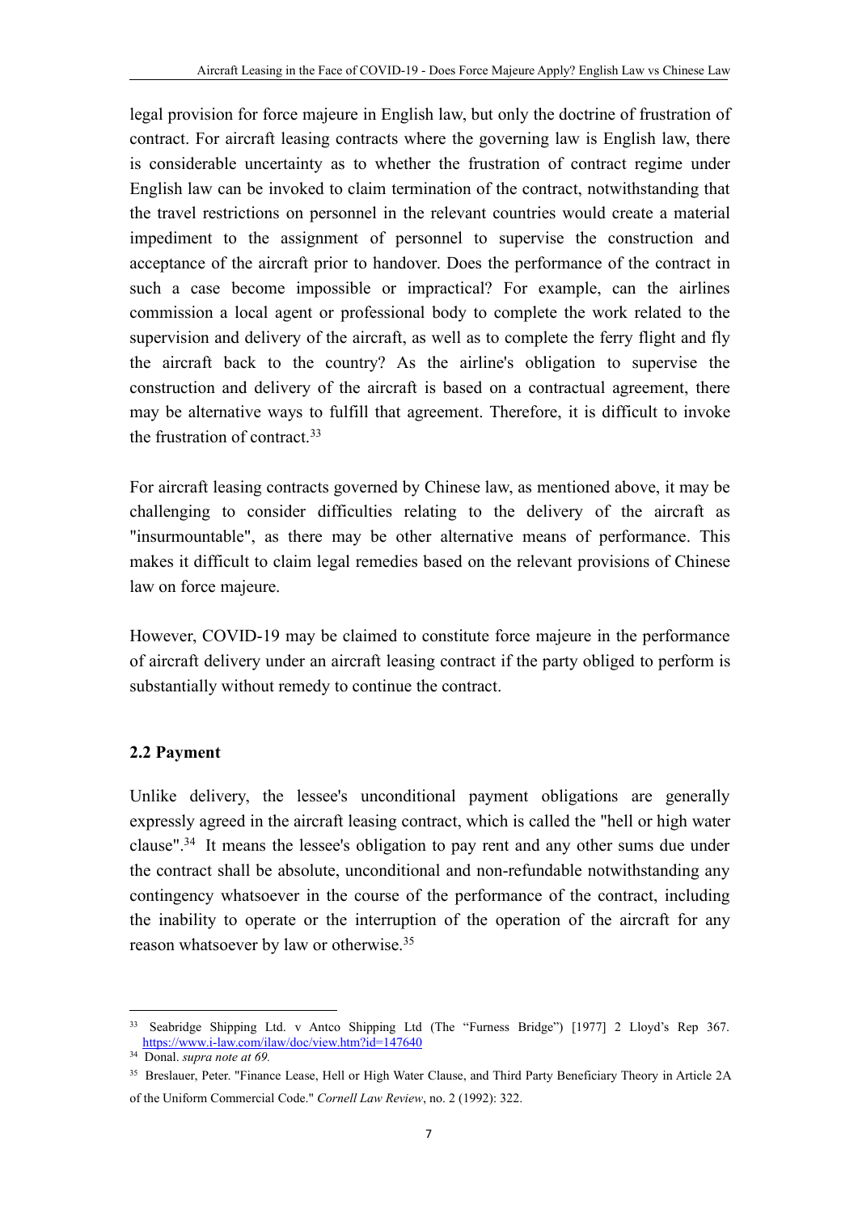legal provision for force majeure in English law, but only the doctrine of frustration of contract. For aircraft leasing contracts where the governing law is English law, there is considerable uncertainty as to whether the frustration of contract regime under English law can be invoked to claim termination of the contract, notwithstanding that the travel restrictions on personnel in the relevant countries would create a material impediment to the assignment of personnel to supervise the construction and acceptance of the aircraft prior to handover. Does the performance of the contract in such a case become impossible or impractical? For example, can the airlines commission a local agent or professional body to complete the work related to the supervision and delivery of the aircraft, as well as to complete the ferry flight and fly the aircraft back to the country? As the airline's obligation to supervise the construction and delivery of the aircraft is based on a contractual agreement, there may be alternative ways to fulfill that agreement. Therefore, it is difficult to invoke the frustration of contract.[33]

For aircraft leasing contracts governed by Chinese law, as mentioned above, it may be challenging to consider difficulties relating to the delivery of the aircraft as "insurmountable", as there may be other alternative means of performance. This makes it difficult to claim legal remedies based on the relevant provisions of Chinese law on force majeure.

However, COVID-19 may be claimed to constitute force majeure in the performance of aircraft delivery under an aircraft leasing contract if the party obliged to perform is substantially without remedy to continue the contract.

## 2.2 Payment

Unlike delivery, the lessee's unconditional payment obligations are generally expressly agreed in the aircraft leasing contract, which is called the "hell or high water clause".[34] It means the lessee's obligation to pay rent and any other sums due under the contract shall be absolute, unconditional and non-refundable notwithstanding any contingency whatsoever in the course of the performance of the contract, including the inability to operate or the interruption of the operation of the aircraft for any reason whatsoever by law or otherwise.[35]

---

[33] Seabridge Shipping Ltd. v Antco Shipping Ltd (The "Furness Bridge") [1977] 2 Lloyd's Rep 367. https://www.i-law.com/ilaw/doc/view.htm?id=147640

[34] Donal. *supra note at 69.*

[35] Breslauer, Peter. "Finance Lease, Hell or High Water Clause, and Third Party Beneficiary Theory in Article 2A of the Uniform Commercial Code." *Cornell Law Review*, no. 2 (1992): 322.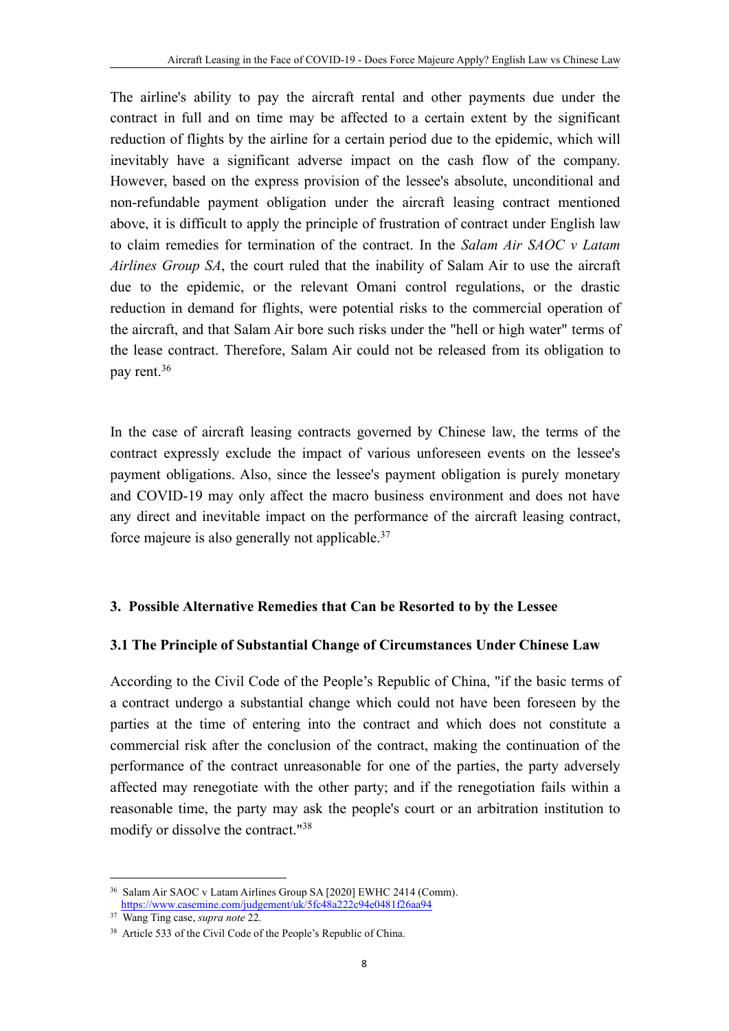The airline's ability to pay the aircraft rental and other payments due under the contract in full and on time may be affected to a certain extent by the significant reduction of flights by the airline for a certain period due to the epidemic, which will inevitably have a significant adverse impact on the cash flow of the company. However, based on the express provision of the lessee's absolute, unconditional and non-refundable payment obligation under the aircraft leasing contract mentioned above, it is difficult to apply the principle of frustration of contract under English law to claim remedies for termination of the contract. In the *Salam Air SAOC v Latam Airlines Group SA*, the court ruled that the inability of Salam Air to use the aircraft due to the epidemic, or the relevant Omani control regulations, or the drastic reduction in demand for flights, were potential risks to the commercial operation of the aircraft, and that Salam Air bore such risks under the "hell or high water" terms of the lease contract. Therefore, Salam Air could not be released from its obligation to pay rent.[36]

In the case of aircraft leasing contracts governed by Chinese law, the terms of the contract expressly exclude the impact of various unforeseen events on the lessee's payment obligations. Also, since the lessee's payment obligation is purely monetary and COVID-19 may only affect the macro business environment and does not have any direct and inevitable impact on the performance of the aircraft leasing contract, force majeure is also generally not applicable.[37]

## 3. Possible Alternative Remedies that Can be Resorted to by the Lessee

### 3.1 The Principle of Substantial Change of Circumstances Under Chinese Law

According to the Civil Code of the People's Republic of China, "if the basic terms of a contract undergo a substantial change which could not have been foreseen by the parties at the time of entering into the contract and which does not constitute a commercial risk after the conclusion of the contract, making the continuation of the performance of the contract unreasonable for one of the parties, the party adversely affected may renegotiate with the other party; and if the renegotiation fails within a reasonable time, the party may ask the people's court or an arbitration institution to modify or dissolve the contract."[38]

---

[36] Salam Air SAOC v Latam Airlines Group SA [2020] EWHC 2414 (Comm). https://www.casemine.com/judgement/uk/5fc48a222c94e0481f26aa94

[37] Wang Ting case, *supra note* 22.

[38] Article 533 of the Civil Code of the People's Republic of China.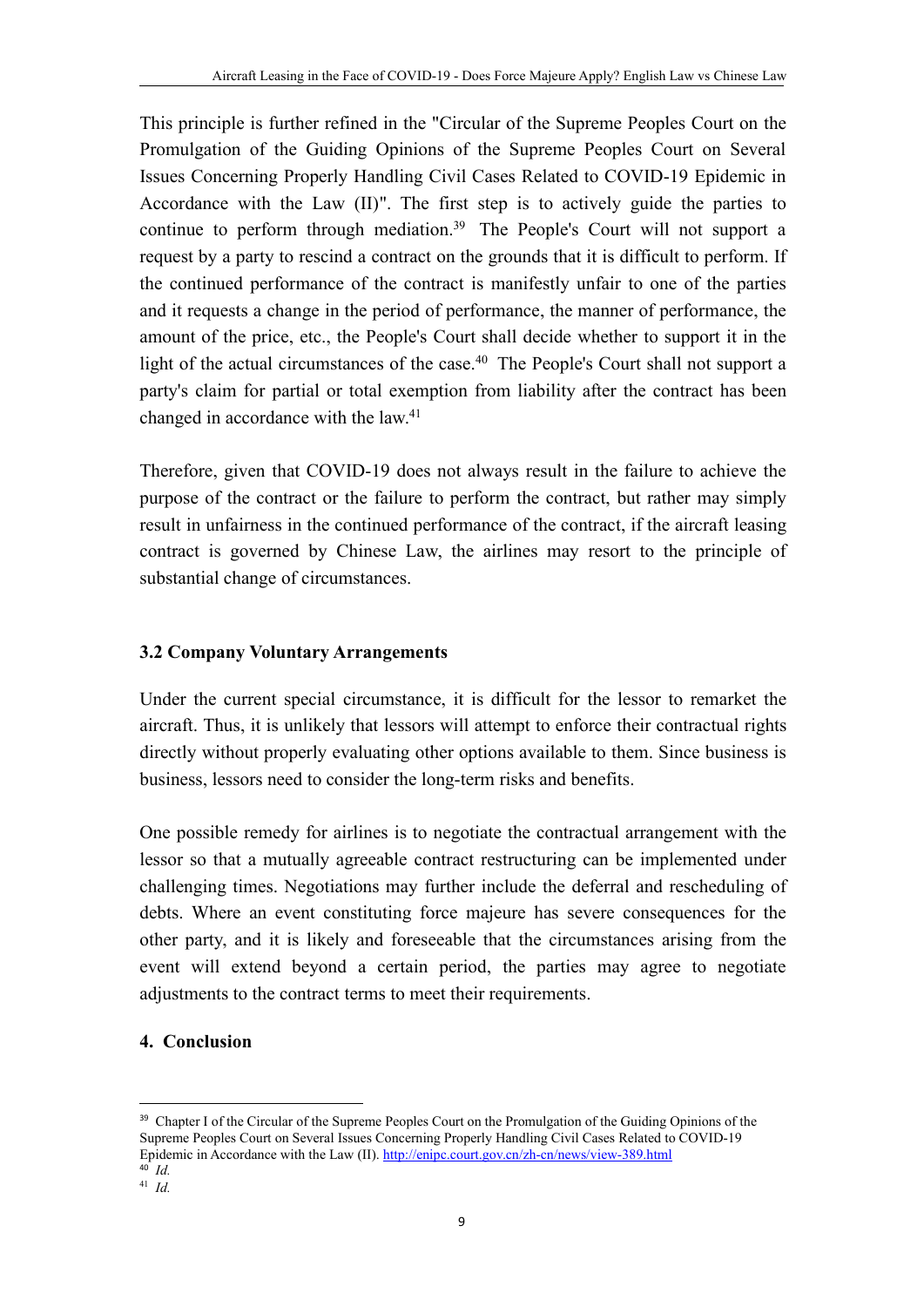This principle is further refined in the "Circular of the Supreme Peoples Court on the Promulgation of the Guiding Opinions of the Supreme Peoples Court on Several Issues Concerning Properly Handling Civil Cases Related to COVID-19 Epidemic in Accordance with the Law (II)". The first step is to actively guide the parties to continue to perform through mediation.[39] The People's Court will not support a request by a party to rescind a contract on the grounds that it is difficult to perform. If the continued performance of the contract is manifestly unfair to one of the parties and it requests a change in the period of performance, the manner of performance, the amount of the price, etc., the People's Court shall decide whether to support it in the light of the actual circumstances of the case.[40] The People's Court shall not support a party's claim for partial or total exemption from liability after the contract has been changed in accordance with the law.[41]

Therefore, given that COVID-19 does not always result in the failure to achieve the purpose of the contract or the failure to perform the contract, but rather may simply result in unfairness in the continued performance of the contract, if the aircraft leasing contract is governed by Chinese Law, the airlines may resort to the principle of substantial change of circumstances.

### 3.2 Company Voluntary Arrangements

Under the current special circumstance, it is difficult for the lessor to remarket the aircraft. Thus, it is unlikely that lessors will attempt to enforce their contractual rights directly without properly evaluating other options available to them. Since business is business, lessors need to consider the long-term risks and benefits.

One possible remedy for airlines is to negotiate the contractual arrangement with the lessor so that a mutually agreeable contract restructuring can be implemented under challenging times. Negotiations may further include the deferral and rescheduling of debts. Where an event constituting force majeure has severe consequences for the other party, and it is likely and foreseeable that the circumstances arising from the event will extend beyond a certain period, the parties may agree to negotiate adjustments to the contract terms to meet their requirements.

## 4. Conclusion

---

[39] Chapter I of the Circular of the Supreme Peoples Court on the Promulgation of the Guiding Opinions of the Supreme Peoples Court on Several Issues Concerning Properly Handling Civil Cases Related to COVID-19 Epidemic in Accordance with the Law (II). http://enipc.court.gov.cn/zh-cn/news/view-389.html

[40] *Id.*

[41] *Id.*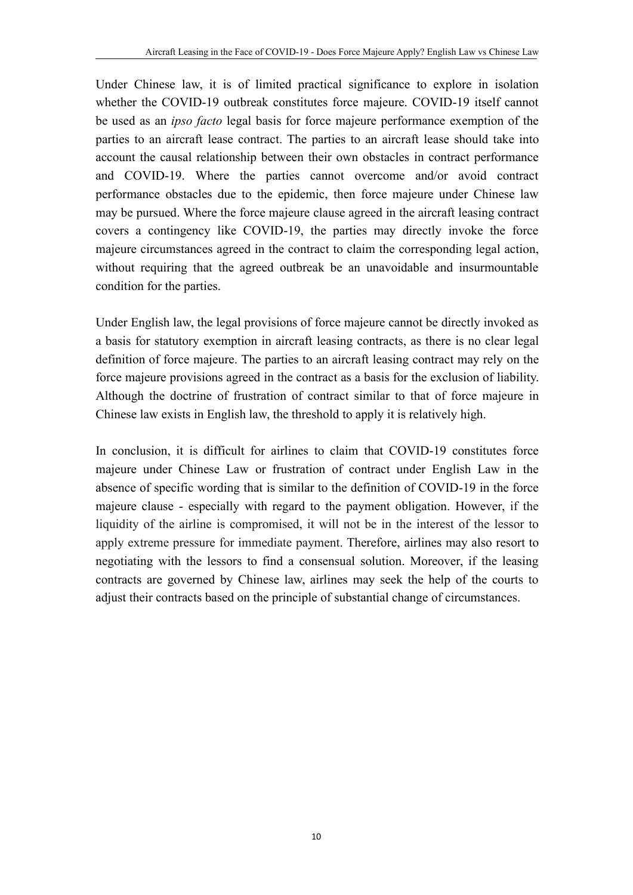Under Chinese law, it is of limited practical significance to explore in isolation whether the COVID-19 outbreak constitutes force majeure. COVID-19 itself cannot be used as an *ipso facto* legal basis for force majeure performance exemption of the parties to an aircraft lease contract. The parties to an aircraft lease should take into account the causal relationship between their own obstacles in contract performance and COVID-19. Where the parties cannot overcome and/or avoid contract performance obstacles due to the epidemic, then force majeure under Chinese law may be pursued. Where the force majeure clause agreed in the aircraft leasing contract covers a contingency like COVID-19, the parties may directly invoke the force majeure circumstances agreed in the contract to claim the corresponding legal action, without requiring that the agreed outbreak be an unavoidable and insurmountable condition for the parties.

Under English law, the legal provisions of force majeure cannot be directly invoked as a basis for statutory exemption in aircraft leasing contracts, as there is no clear legal definition of force majeure. The parties to an aircraft leasing contract may rely on the force majeure provisions agreed in the contract as a basis for the exclusion of liability. Although the doctrine of frustration of contract similar to that of force majeure in Chinese law exists in English law, the threshold to apply it is relatively high.

In conclusion, it is difficult for airlines to claim that COVID-19 constitutes force majeure under Chinese Law or frustration of contract under English Law in the absence of specific wording that is similar to the definition of COVID-19 in the force majeure clause - especially with regard to the payment obligation. However, if the liquidity of the airline is compromised, it will not be in the interest of the lessor to apply extreme pressure for immediate payment. Therefore, airlines may also resort to negotiating with the lessors to find a consensual solution. Moreover, if the leasing contracts are governed by Chinese law, airlines may seek the help of the courts to adjust their contracts based on the principle of substantial change of circumstances.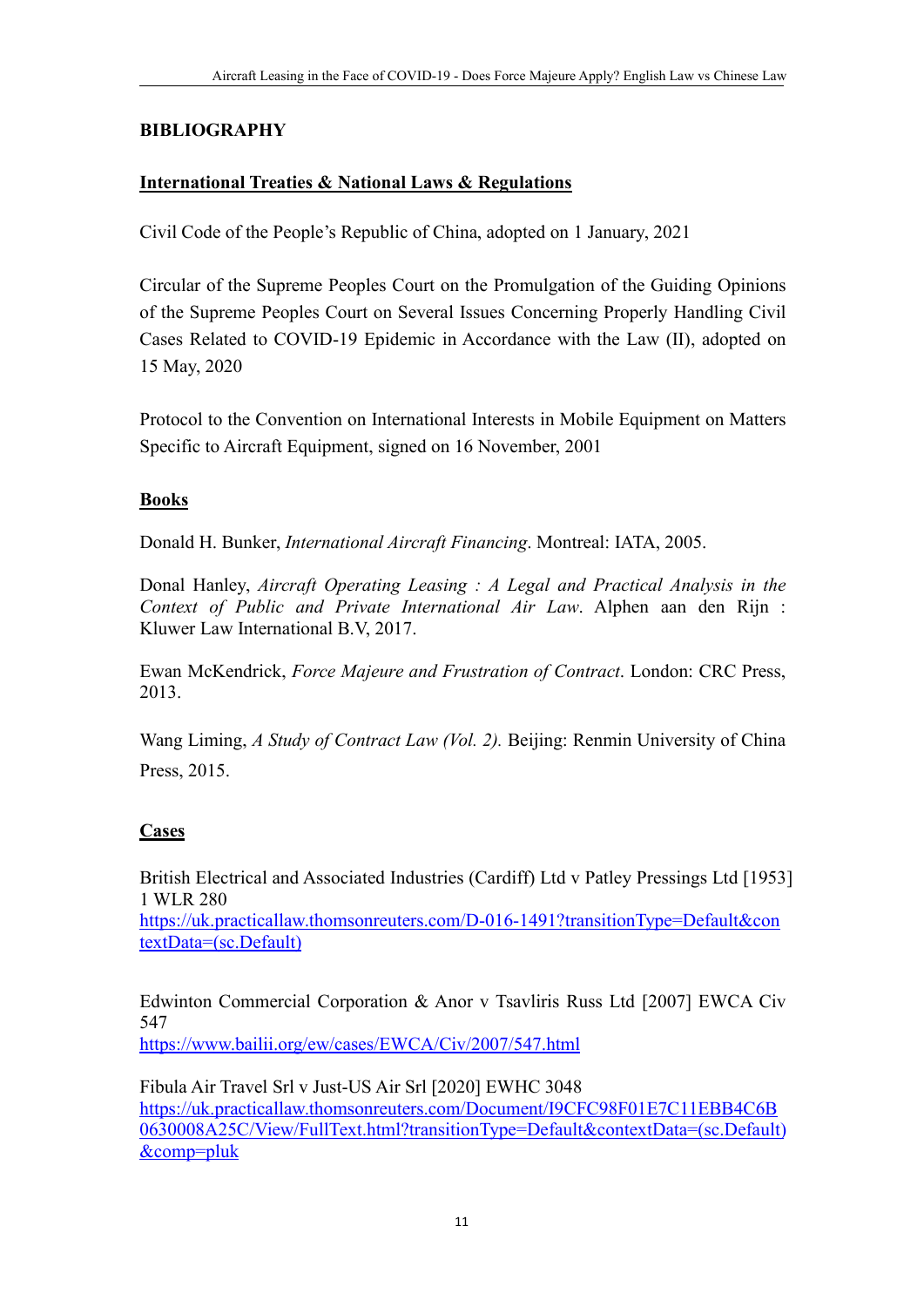# BIBLIOGRAPHY

## International Treaties & National Laws & Regulations

Civil Code of the People's Republic of China, adopted on 1 January, 2021

Circular of the Supreme Peoples Court on the Promulgation of the Guiding Opinions of the Supreme Peoples Court on Several Issues Concerning Properly Handling Civil Cases Related to COVID-19 Epidemic in Accordance with the Law (II), adopted on 15 May, 2020

Protocol to the Convention on International Interests in Mobile Equipment on Matters Specific to Aircraft Equipment, signed on 16 November, 2001

## Books

Donald H. Bunker, *International Aircraft Financing*. Montreal: IATA, 2005.

Donal Hanley, *Aircraft Operating Leasing : A Legal and Practical Analysis in the Context of Public and Private International Air Law*. Alphen aan den Rijn : Kluwer Law International B.V, 2017.

Ewan McKendrick, *Force Majeure and Frustration of Contract*. London: CRC Press, 2013.

Wang Liming, *A Study of Contract Law (Vol. 2).* Beijing: Renmin University of China Press, 2015.

## Cases

British Electrical and Associated Industries (Cardiff) Ltd v Patley Pressings Ltd [1953] 1 WLR 280
https://uk.practicallaw.thomsonreuters.com/D-016-1491?transitionType=Default&contextData=(sc.Default)

Edwinton Commercial Corporation & Anor v Tsavliris Russ Ltd [2007] EWCA Civ 547
https://www.bailii.org/ew/cases/EWCA/Civ/2007/547.html

Fibula Air Travel Srl v Just-US Air Srl [2020] EWHC 3048
https://uk.practicallaw.thomsonreuters.com/Document/I9CFC98F01E7C11EBB4C6B0630008A25C/View/FullText.html?transitionType=Default&contextData=(sc.Default)&comp=pluk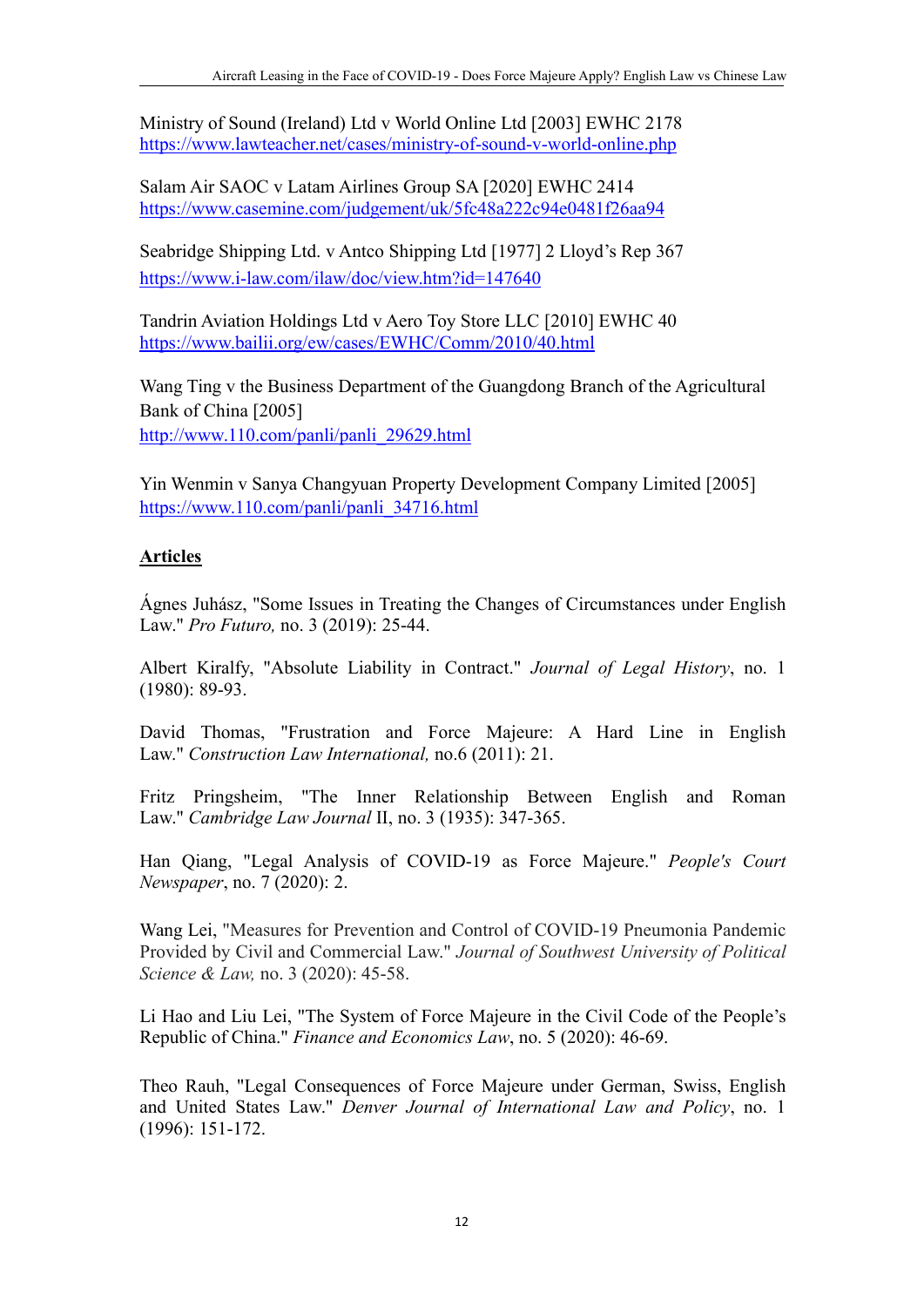Ministry of Sound (Ireland) Ltd v World Online Ltd [2003] EWHC 2178
https://www.lawteacher.net/cases/ministry-of-sound-v-world-online.php

Salam Air SAOC v Latam Airlines Group SA [2020] EWHC 2414
https://www.casemine.com/judgement/uk/5fc48a222c94e0481f26aa94

Seabridge Shipping Ltd. v Antco Shipping Ltd [1977] 2 Lloyd's Rep 367
https://www.i-law.com/ilaw/doc/view.htm?id=147640

Tandrin Aviation Holdings Ltd v Aero Toy Store LLC [2010] EWHC 40
https://www.bailii.org/ew/cases/EWHC/Comm/2010/40.html

Wang Ting v the Business Department of the Guangdong Branch of the Agricultural Bank of China [2005]
http://www.110.com/panli/panli_29629.html

Yin Wenmin v Sanya Changyuan Property Development Company Limited [2005]
https://www.110.com/panli/panli_34716.html

**Articles**

Ágnes Juhász, "Some Issues in Treating the Changes of Circumstances under English Law." *Pro Futuro,* no. 3 (2019): 25-44.

Albert Kiralfy, "Absolute Liability in Contract." *Journal of Legal History*, no. 1 (1980): 89-93.

David Thomas, "Frustration and Force Majeure: A Hard Line in English Law." *Construction Law International,* no.6 (2011): 21.

Fritz Pringsheim, "The Inner Relationship Between English and Roman Law." *Cambridge Law Journal* II, no. 3 (1935): 347-365.

Han Qiang, "Legal Analysis of COVID-19 as Force Majeure." *People's Court Newspaper*, no. 7 (2020): 2.

Wang Lei, "Measures for Prevention and Control of COVID-19 Pneumonia Pandemic Provided by Civil and Commercial Law." *Journal of Southwest University of Political Science & Law,* no. 3 (2020): 45-58.

Li Hao and Liu Lei, "The System of Force Majeure in the Civil Code of the People's Republic of China." *Finance and Economics Law*, no. 5 (2020): 46-69.

Theo Rauh, "Legal Consequences of Force Majeure under German, Swiss, English and United States Law." *Denver Journal of International Law and Policy*, no. 1 (1996): 151-172.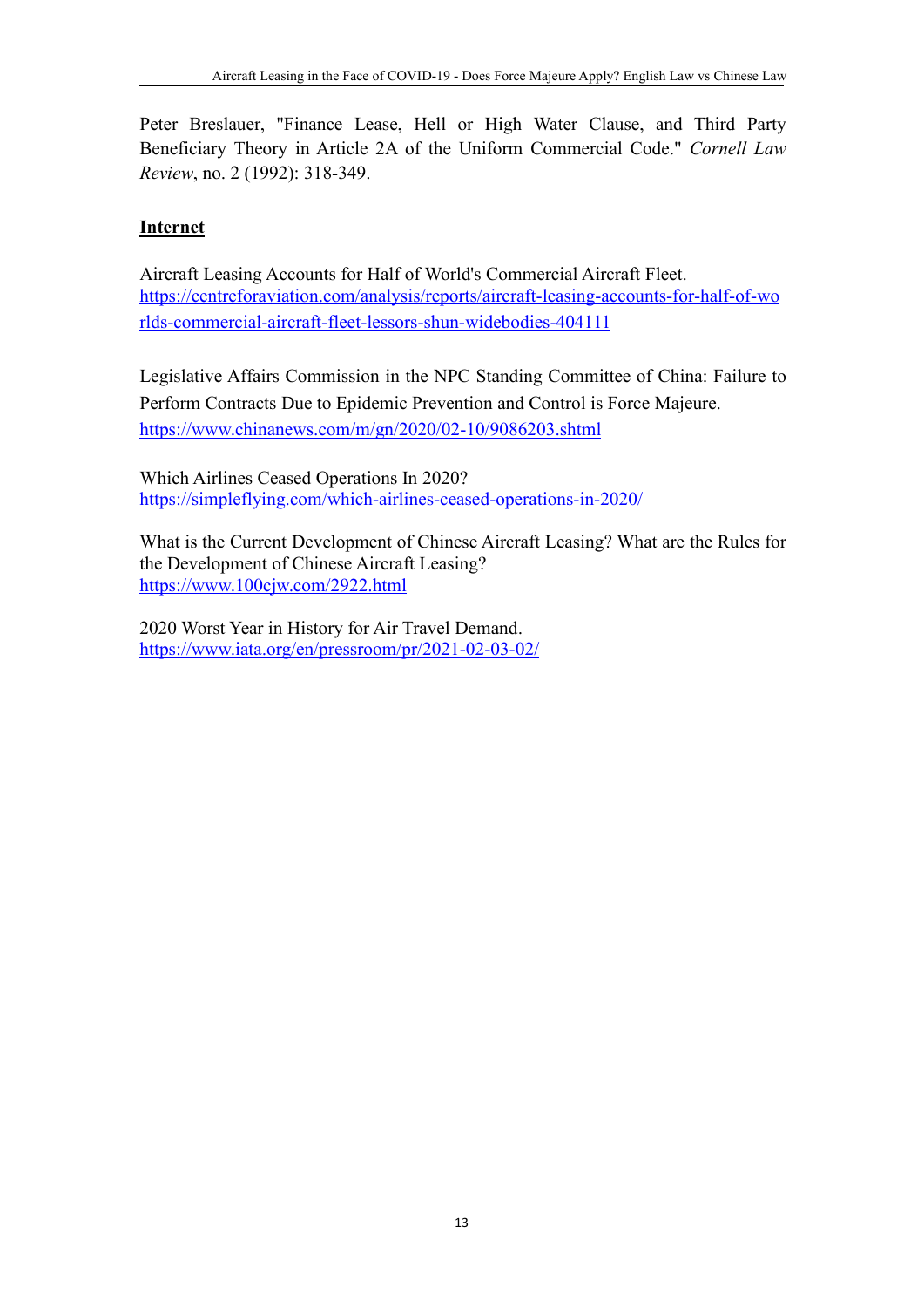Peter Breslauer, "Finance Lease, Hell or High Water Clause, and Third Party Beneficiary Theory in Article 2A of the Uniform Commercial Code." *Cornell Law Review*, no. 2 (1992): 318-349.

**Internet**

Aircraft Leasing Accounts for Half of World's Commercial Aircraft Fleet.
https://centreforaviation.com/analysis/reports/aircraft-leasing-accounts-for-half-of-worlds-commercial-aircraft-fleet-lessors-shun-widebodies-404111

Legislative Affairs Commission in the NPC Standing Committee of China: Failure to Perform Contracts Due to Epidemic Prevention and Control is Force Majeure.
https://www.chinanews.com/m/gn/2020/02-10/9086203.shtml

Which Airlines Ceased Operations In 2020?
https://simpleflying.com/which-airlines-ceased-operations-in-2020/

What is the Current Development of Chinese Aircraft Leasing? What are the Rules for the Development of Chinese Aircraft Leasing?
https://www.100cjw.com/2922.html

2020 Worst Year in History for Air Travel Demand.
https://www.iata.org/en/pressroom/pr/2021-02-03-02/